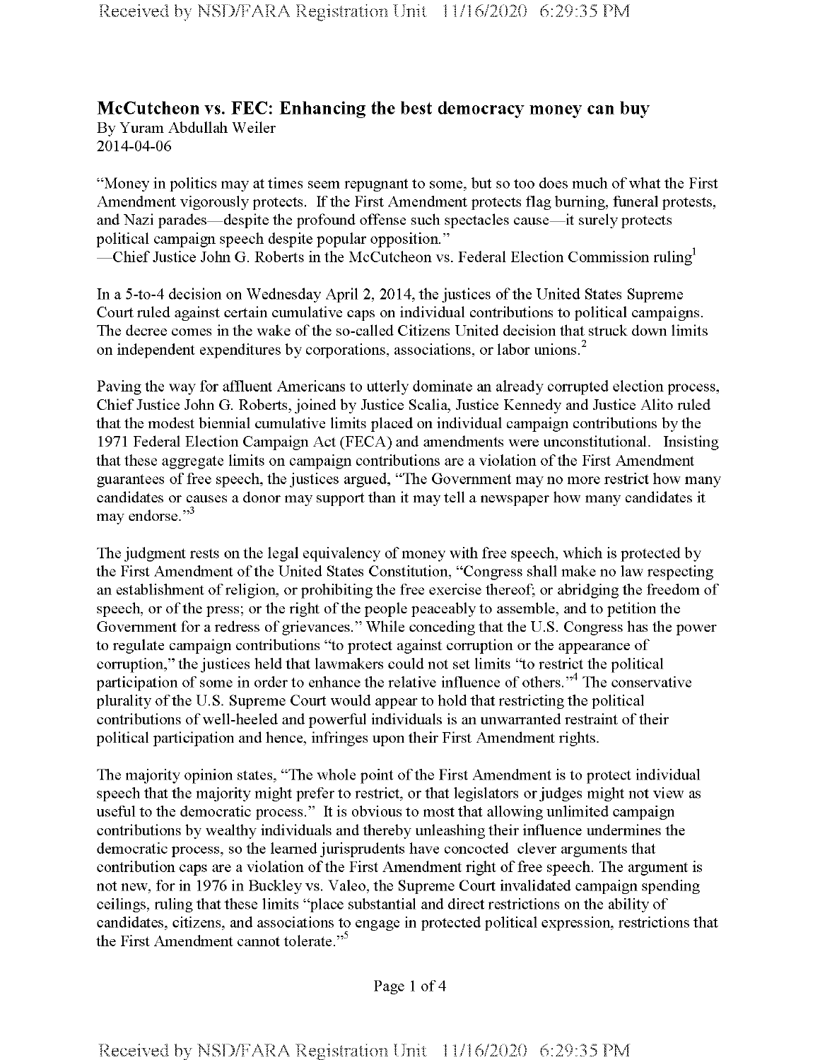## McCutcheon vs. FEC: Enhancing the best democracy money can buy

By Yuram Abdullah Weiler
2014-04-06

"Money in politics may at times seem repugnant to some, but so too does much of what the First Amendment vigorously protects. If the First Amendment protects flag burning, funeral protests, and Nazi parades—despite the profound offense such spectacles cause—it surely protects political campaign speech despite popular opposition."
—Chief Justice John G. Roberts in the McCutcheon vs. Federal Election Commission ruling[1]

In a 5-to-4 decision on Wednesday April 2, 2014, the justices of the United States Supreme Court ruled against certain cumulative caps on individual contributions to political campaigns. The decree comes in the wake of the so-called Citizens United decision that struck down limits on independent expenditures by corporations, associations, or labor unions.[2]

Paving the way for affluent Americans to utterly dominate an already corrupted election process, Chief Justice John G. Roberts, joined by Justice Scalia, Justice Kennedy and Justice Alito ruled that the modest biennial cumulative limits placed on individual campaign contributions by the 1971 Federal Election Campaign Act (FECA) and amendments were unconstitutional. Insisting that these aggregate limits on campaign contributions are a violation of the First Amendment guarantees of free speech, the justices argued, "The Government may no more restrict how many candidates or causes a donor may support than it may tell a newspaper how many candidates it may endorse."[3]

The judgment rests on the legal equivalency of money with free speech, which is protected by the First Amendment of the United States Constitution, "Congress shall make no law respecting an establishment of religion, or prohibiting the free exercise thereof; or abridging the freedom of speech, or of the press; or the right of the people peaceably to assemble, and to petition the Government for a redress of grievances." While conceding that the U.S. Congress has the power to regulate campaign contributions "to protect against corruption or the appearance of corruption," the justices held that lawmakers could not set limits "to restrict the political participation of some in order to enhance the relative influence of others."[4] The conservative plurality of the U.S. Supreme Court would appear to hold that restricting the political contributions of well-heeled and powerful individuals is an unwarranted restraint of their political participation and hence, infringes upon their First Amendment rights.

The majority opinion states, "The whole point of the First Amendment is to protect individual speech that the majority might prefer to restrict, or that legislators or judges might not view as useful to the democratic process." It is obvious to most that allowing unlimited campaign contributions by wealthy individuals and thereby unleashing their influence undermines the democratic process, so the learned jurisprudents have concocted clever arguments that contribution caps are a violation of the First Amendment right of free speech. The argument is not new, for in 1976 in Buckley vs. Valeo, the Supreme Court invalidated campaign spending ceilings, ruling that these limits "place substantial and direct restrictions on the ability of candidates, citizens, and associations to engage in protected political expression, restrictions that the First Amendment cannot tolerate."[5]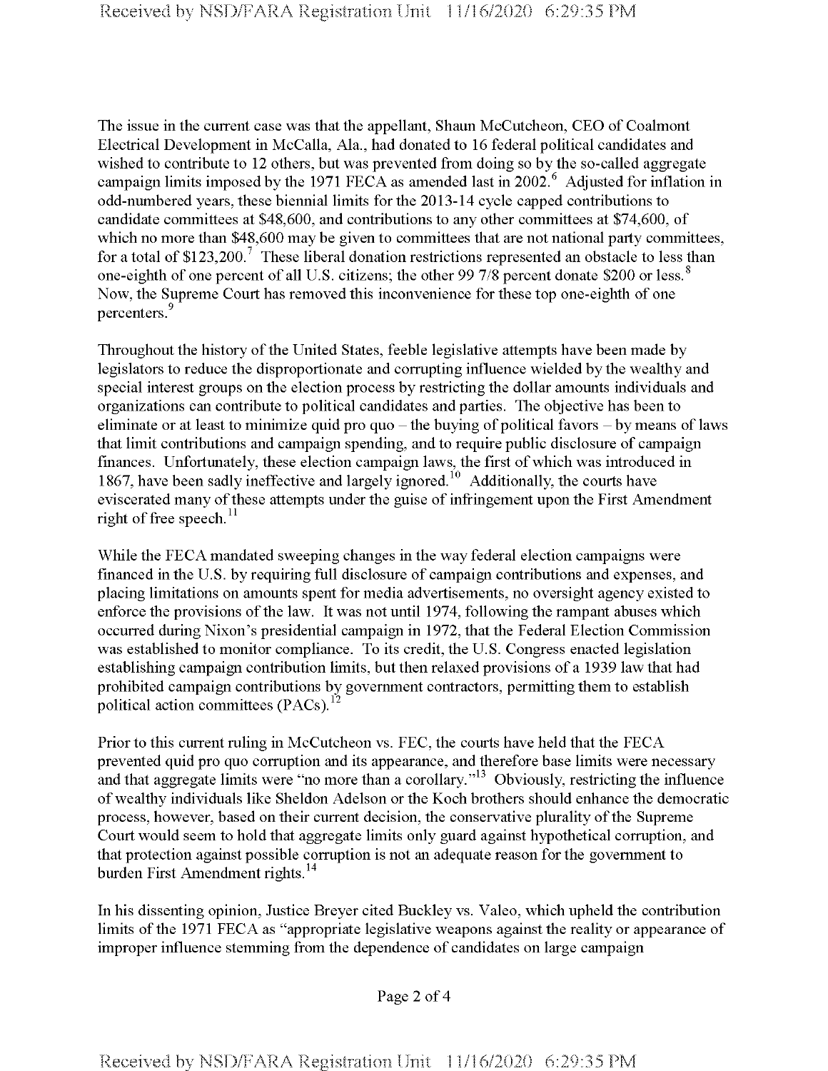The issue in the current case was that the appellant, Shaun McCutcheon, CEO of Coalmont Electrical Development in McCalla, Ala., had donated to 16 federal political candidates and wished to contribute to 12 others, but was prevented from doing so by the so-called aggregate campaign limits imposed by the 1971 FECA as amended last in 2002.[6] Adjusted for inflation in odd-numbered years, these biennial limits for the 2013-14 cycle capped contributions to candidate committees at $48,600, and contributions to any other committees at $74,600, of which no more than $48,600 may be given to committees that are not national party committees, for a total of $123,200.[7] These liberal donation restrictions represented an obstacle to less than one-eighth of one percent of all U.S. citizens; the other 99 7/8 percent donate $200 or less.[8] Now, the Supreme Court has removed this inconvenience for these top one-eighth of one percenters.[9]

Throughout the history of the United States, feeble legislative attempts have been made by legislators to reduce the disproportionate and corrupting influence wielded by the wealthy and special interest groups on the election process by restricting the dollar amounts individuals and organizations can contribute to political candidates and parties. The objective has been to eliminate or at least to minimize quid pro quo – the buying of political favors – by means of laws that limit contributions and campaign spending, and to require public disclosure of campaign finances. Unfortunately, these election campaign laws, the first of which was introduced in 1867, have been sadly ineffective and largely ignored.[10] Additionally, the courts have eviscerated many of these attempts under the guise of infringement upon the First Amendment right of free speech.[11]

While the FECA mandated sweeping changes in the way federal election campaigns were financed in the U.S. by requiring full disclosure of campaign contributions and expenses, and placing limitations on amounts spent for media advertisements, no oversight agency existed to enforce the provisions of the law. It was not until 1974, following the rampant abuses which occurred during Nixon's presidential campaign in 1972, that the Federal Election Commission was established to monitor compliance. To its credit, the U.S. Congress enacted legislation establishing campaign contribution limits, but then relaxed provisions of a 1939 law that had prohibited campaign contributions by government contractors, permitting them to establish political action committees (PACs).[12]

Prior to this current ruling in McCutcheon vs. FEC, the courts have held that the FECA prevented quid pro quo corruption and its appearance, and therefore base limits were necessary and that aggregate limits were "no more than a corollary."[13] Obviously, restricting the influence of wealthy individuals like Sheldon Adelson or the Koch brothers should enhance the democratic process, however, based on their current decision, the conservative plurality of the Supreme Court would seem to hold that aggregate limits only guard against hypothetical corruption, and that protection against possible corruption is not an adequate reason for the government to burden First Amendment rights.[14]

In his dissenting opinion, Justice Breyer cited Buckley vs. Valeo, which upheld the contribution limits of the 1971 FECA as "appropriate legislative weapons against the reality or appearance of improper influence stemming from the dependence of candidates on large campaign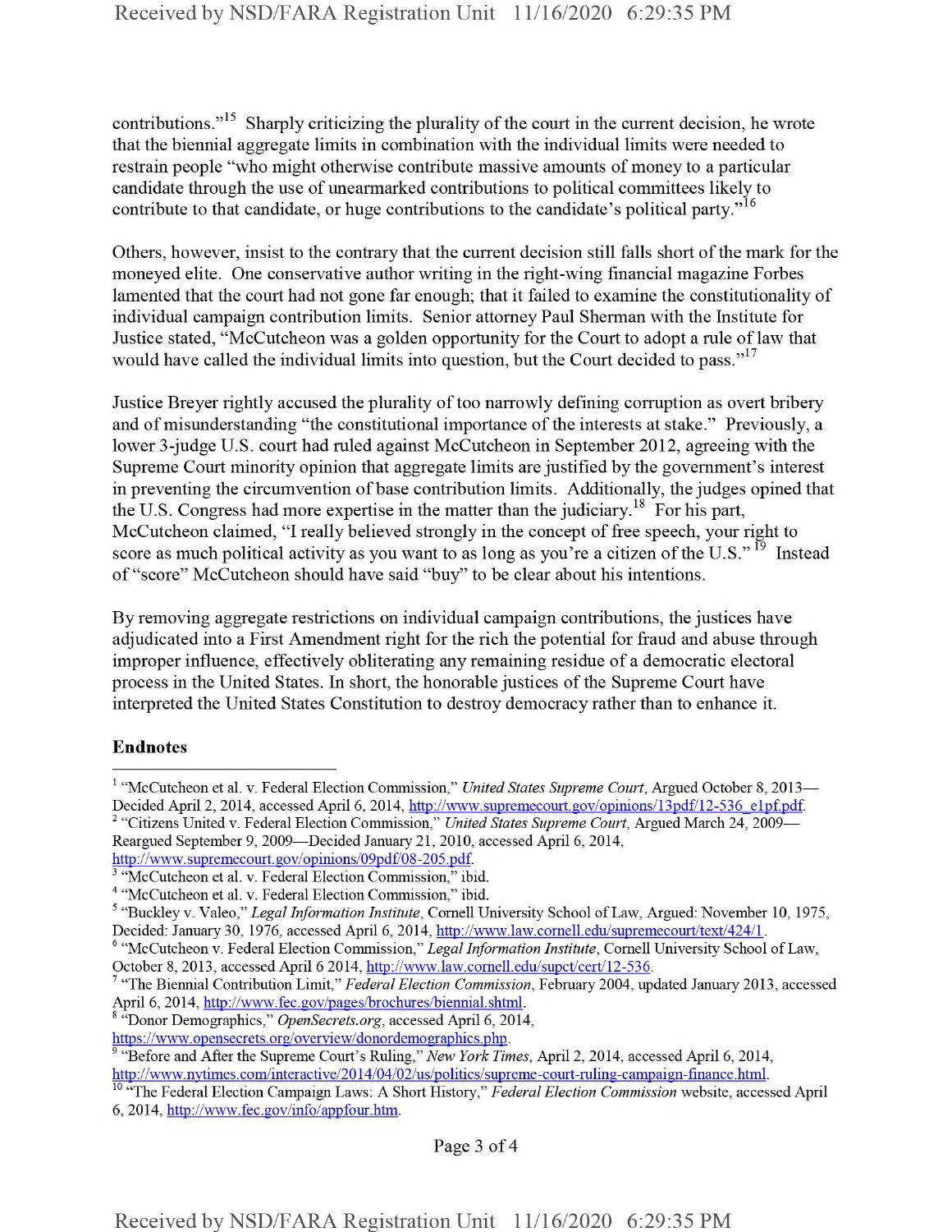contributions."[15] Sharply criticizing the plurality of the court in the current decision, he wrote that the biennial aggregate limits in combination with the individual limits were needed to restrain people "who might otherwise contribute massive amounts of money to a particular candidate through the use of unearmarked contributions to political committees likely to contribute to that candidate, or huge contributions to the candidate's political party."[16]

Others, however, insist to the contrary that the current decision still falls short of the mark for the moneyed elite. One conservative author writing in the right-wing financial magazine Forbes lamented that the court had not gone far enough; that it failed to examine the constitutionality of individual campaign contribution limits. Senior attorney Paul Sherman with the Institute for Justice stated, "McCutcheon was a golden opportunity for the Court to adopt a rule of law that would have called the individual limits into question, but the Court decided to pass."[17]

Justice Breyer rightly accused the plurality of too narrowly defining corruption as overt bribery and of misunderstanding "the constitutional importance of the interests at stake." Previously, a lower 3-judge U.S. court had ruled against McCutcheon in September 2012, agreeing with the Supreme Court minority opinion that aggregate limits are justified by the government's interest in preventing the circumvention of base contribution limits. Additionally, the judges opined that the U.S. Congress had more expertise in the matter than the judiciary.[18] For his part, McCutcheon claimed, "I really believed strongly in the concept of free speech, your right to score as much political activity as you want to as long as you're a citizen of the U.S."[19] Instead of "score" McCutcheon should have said "buy" to be clear about his intentions.

By removing aggregate restrictions on individual campaign contributions, the justices have adjudicated into a First Amendment right for the rich the potential for fraud and abuse through improper influence, effectively obliterating any remaining residue of a democratic electoral process in the United States. In short, the honorable justices of the Supreme Court have interpreted the United States Constitution to destroy democracy rather than to enhance it.

**Endnotes**

[1] "McCutcheon et al. v. Federal Election Commission," *United States Supreme Court*, Argued October 8, 2013—Decided April 2, 2014, accessed April 6, 2014, http://www.supremecourt.gov/opinions/13pdf/12-536_e1pf.pdf.

[2] "Citizens United v. Federal Election Commission," *United States Supreme Court*, Argued March 24, 2009—Reargued September 9, 2009—Decided January 21, 2010, accessed April 6, 2014, http://www.supremecourt.gov/opinions/09pdf/08-205.pdf.

[3] "McCutcheon et al. v. Federal Election Commission," ibid.

[4] "McCutcheon et al. v. Federal Election Commission," ibid.

[5] "Buckley v. Valeo," *Legal Information Institute*, Cornell University School of Law, Argued: November 10, 1975, Decided: January 30, 1976, accessed April 6, 2014, http://www.law.cornell.edu/supremecourt/text/424/1.

[6] "McCutcheon v. Federal Election Commission," *Legal Information Institute*, Cornell University School of Law, October 8, 2013, accessed April 6 2014, http://www.law.cornell.edu/supct/cert/12-536.

[7] "The Biennial Contribution Limit," *Federal Election Commission*, February 2004, updated January 2013, accessed April 6, 2014, http://www.fec.gov/pages/brochures/biennial.shtml.

[8] "Donor Demographics," *OpenSecrets.org*, accessed April 6, 2014, https://www.opensecrets.org/overview/donordemographics.php.

[9] "Before and After the Supreme Court's Ruling," *New York Times*, April 2, 2014, accessed April 6, 2014, http://www.nytimes.com/interactive/2014/04/02/us/politics/supreme-court-ruling-campaign-finance.html.

[10] "The Federal Election Campaign Laws: A Short History," *Federal Election Commission* website, accessed April 6, 2014, http://www.fec.gov/info/appfour.htm.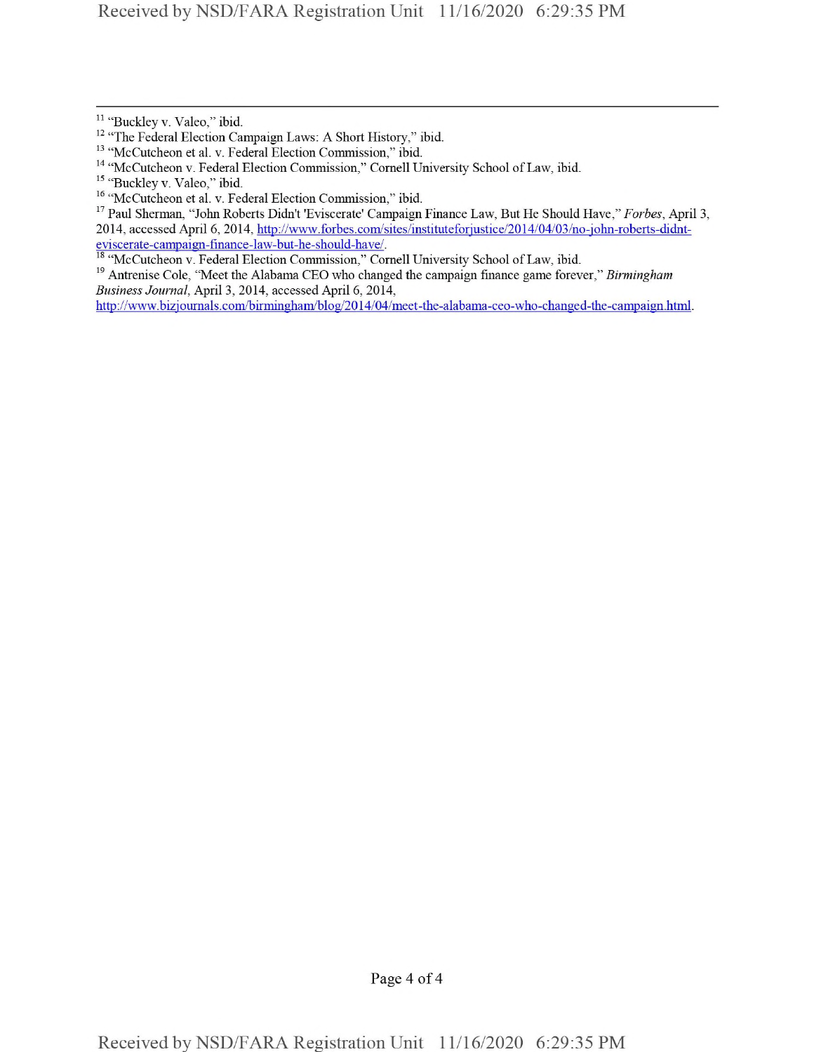[11] "Buckley v. Valeo," ibid.

[12] "The Federal Election Campaign Laws: A Short History," ibid.

[13] "McCutcheon et al. v. Federal Election Commission," ibid.

[14] "McCutcheon v. Federal Election Commission," Cornell University School of Law, ibid.

[15] "Buckley v. Valeo," ibid.

[16] "McCutcheon et al. v. Federal Election Commission," ibid.

[17] Paul Sherman, "John Roberts Didn't 'Eviscerate' Campaign Finance Law, But He Should Have," *Forbes*, April 3, 2014, accessed April 6, 2014, http://www.forbes.com/sites/instituteforjustice/2014/04/03/no-john-roberts-didnt-eviscerate-campaign-finance-law-but-he-should-have/.

[18] "McCutcheon v. Federal Election Commission," Cornell University School of Law, ibid.

[19] Antrenise Cole, "Meet the Alabama CEO who changed the campaign finance game forever," *Birmingham Business Journal*, April 3, 2014, accessed April 6, 2014, http://www.bizjournals.com/birmingham/blog/2014/04/meet-the-alabama-ceo-who-changed-the-campaign.html.